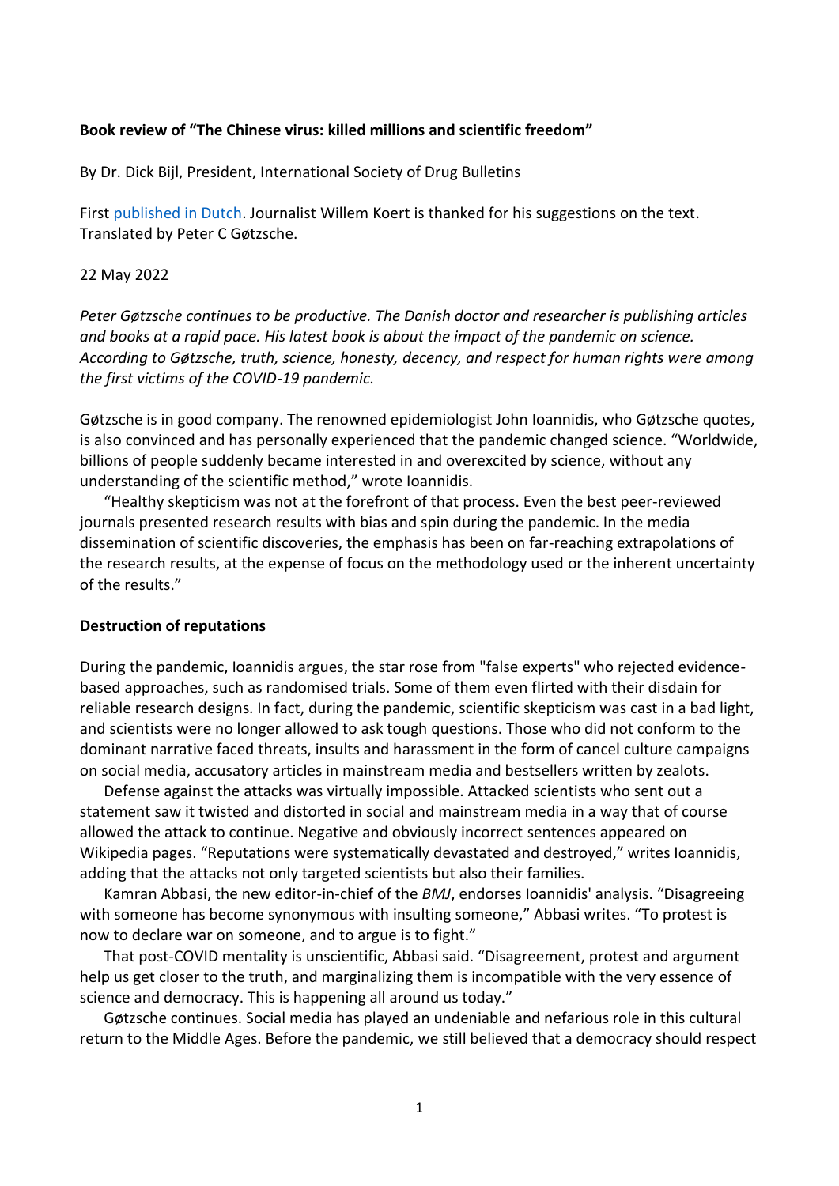**Book review of "The Chinese virus: killed millions and scientific freedom"**

By Dr. Dick Bijl, President, International Society of Drug Bulletins

First published in Dutch. Journalist Willem Koert is thanked for his suggestions on the text. Translated by Peter C Gøtzsche.

22 May 2022

*Peter Gøtzsche continues to be productive. The Danish doctor and researcher is publishing articles and books at a rapid pace. His latest book is about the impact of the pandemic on science. According to Gøtzsche, truth, science, honesty, decency, and respect for human rights were among the first victims of the COVID-19 pandemic.*

Gøtzsche is in good company. The renowned epidemiologist John Ioannidis, who Gøtzsche quotes, is also convinced and has personally experienced that the pandemic changed science. "Worldwide, billions of people suddenly became interested in and overexcited by science, without any understanding of the scientific method," wrote Ioannidis.

"Healthy skepticism was not at the forefront of that process. Even the best peer-reviewed journals presented research results with bias and spin during the pandemic. In the media dissemination of scientific discoveries, the emphasis has been on far-reaching extrapolations of the research results, at the expense of focus on the methodology used or the inherent uncertainty of the results."

**Destruction of reputations**

During the pandemic, Ioannidis argues, the star rose from "false experts" who rejected evidence-based approaches, such as randomised trials. Some of them even flirted with their disdain for reliable research designs. In fact, during the pandemic, scientific skepticism was cast in a bad light, and scientists were no longer allowed to ask tough questions. Those who did not conform to the dominant narrative faced threats, insults and harassment in the form of cancel culture campaigns on social media, accusatory articles in mainstream media and bestsellers written by zealots.

Defense against the attacks was virtually impossible. Attacked scientists who sent out a statement saw it twisted and distorted in social and mainstream media in a way that of course allowed the attack to continue. Negative and obviously incorrect sentences appeared on Wikipedia pages. "Reputations were systematically devastated and destroyed," writes Ioannidis, adding that the attacks not only targeted scientists but also their families.

Kamran Abbasi, the new editor-in-chief of the *BMJ*, endorses Ioannidis' analysis. "Disagreeing with someone has become synonymous with insulting someone," Abbasi writes. "To protest is now to declare war on someone, and to argue is to fight."

That post-COVID mentality is unscientific, Abbasi said. "Disagreement, protest and argument help us get closer to the truth, and marginalizing them is incompatible with the very essence of science and democracy. This is happening all around us today."

Gøtzsche continues. Social media has played an undeniable and nefarious role in this cultural return to the Middle Ages. Before the pandemic, we still believed that a democracy should respect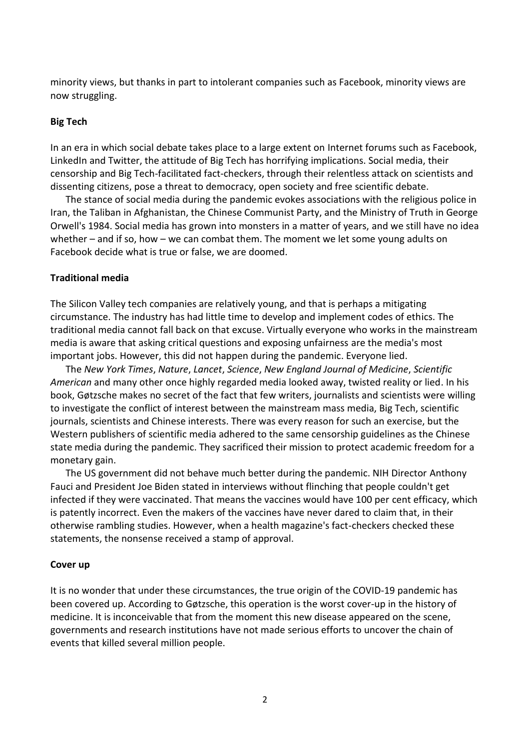minority views, but thanks in part to intolerant companies such as Facebook, minority views are now struggling.

**Big Tech**

In an era in which social debate takes place to a large extent on Internet forums such as Facebook, LinkedIn and Twitter, the attitude of Big Tech has horrifying implications. Social media, their censorship and Big Tech-facilitated fact-checkers, through their relentless attack on scientists and dissenting citizens, pose a threat to democracy, open society and free scientific debate.

The stance of social media during the pandemic evokes associations with the religious police in Iran, the Taliban in Afghanistan, the Chinese Communist Party, and the Ministry of Truth in George Orwell's 1984. Social media has grown into monsters in a matter of years, and we still have no idea whether – and if so, how – we can combat them. The moment we let some young adults on Facebook decide what is true or false, we are doomed.

**Traditional media**

The Silicon Valley tech companies are relatively young, and that is perhaps a mitigating circumstance. The industry has had little time to develop and implement codes of ethics. The traditional media cannot fall back on that excuse. Virtually everyone who works in the mainstream media is aware that asking critical questions and exposing unfairness are the media's most important jobs. However, this did not happen during the pandemic. Everyone lied.

The *New York Times*, *Nature*, *Lancet*, *Science*, *New England Journal of Medicine*, *Scientific American* and many other once highly regarded media looked away, twisted reality or lied. In his book, Gøtzsche makes no secret of the fact that few writers, journalists and scientists were willing to investigate the conflict of interest between the mainstream mass media, Big Tech, scientific journals, scientists and Chinese interests. There was every reason for such an exercise, but the Western publishers of scientific media adhered to the same censorship guidelines as the Chinese state media during the pandemic. They sacrificed their mission to protect academic freedom for a monetary gain.

The US government did not behave much better during the pandemic. NIH Director Anthony Fauci and President Joe Biden stated in interviews without flinching that people couldn't get infected if they were vaccinated. That means the vaccines would have 100 per cent efficacy, which is patently incorrect. Even the makers of the vaccines have never dared to claim that, in their otherwise rambling studies. However, when a health magazine's fact-checkers checked these statements, the nonsense received a stamp of approval.

**Cover up**

It is no wonder that under these circumstances, the true origin of the COVID-19 pandemic has been covered up. According to Gøtzsche, this operation is the worst cover-up in the history of medicine. It is inconceivable that from the moment this new disease appeared on the scene, governments and research institutions have not made serious efforts to uncover the chain of events that killed several million people.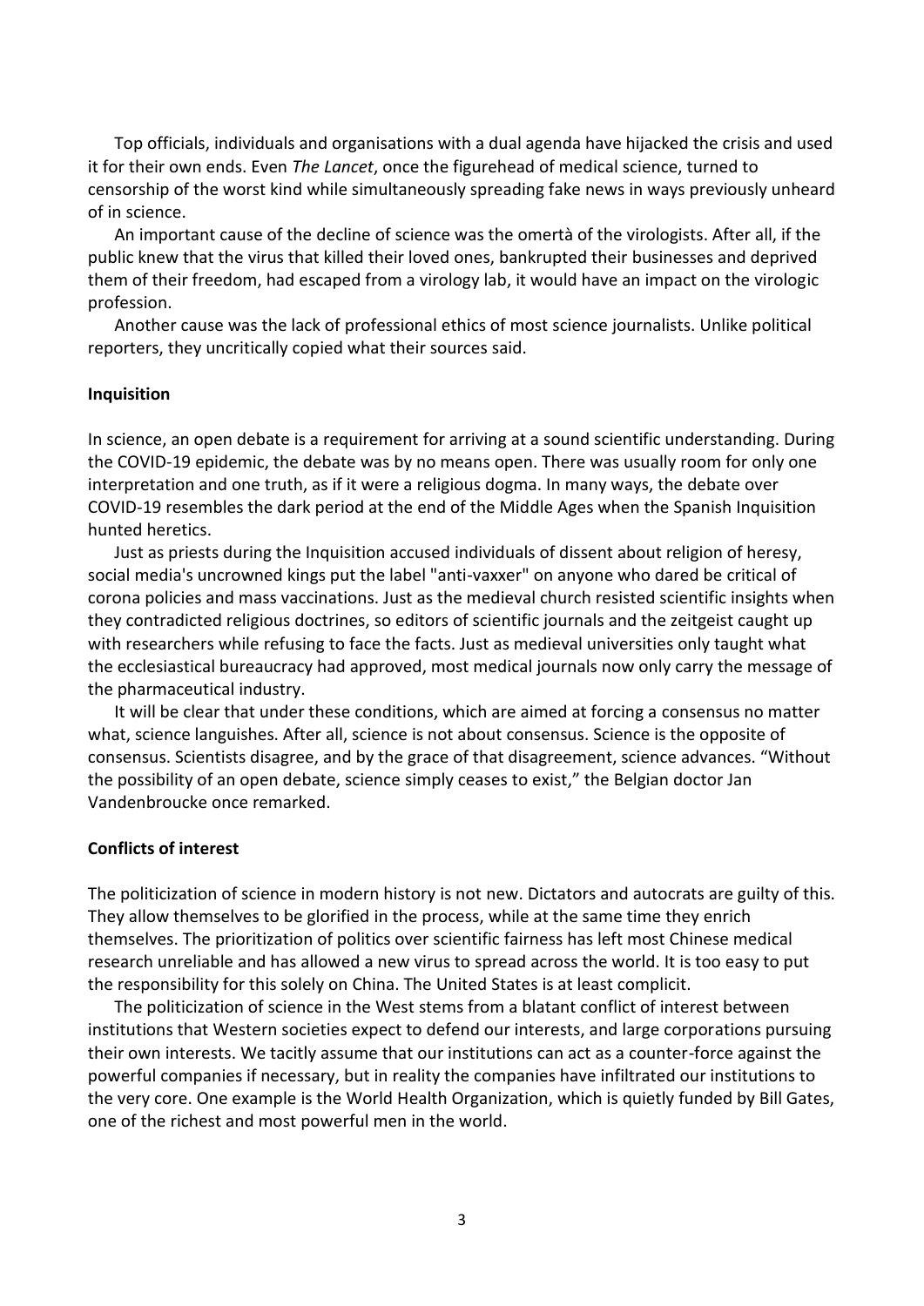Top officials, individuals and organisations with a dual agenda have hijacked the crisis and used it for their own ends. Even *The Lancet*, once the figurehead of medical science, turned to censorship of the worst kind while simultaneously spreading fake news in ways previously unheard of in science.

An important cause of the decline of science was the omertà of the virologists. After all, if the public knew that the virus that killed their loved ones, bankrupted their businesses and deprived them of their freedom, had escaped from a virology lab, it would have an impact on the virologic profession.

Another cause was the lack of professional ethics of most science journalists. Unlike political reporters, they uncritically copied what their sources said.

**Inquisition**

In science, an open debate is a requirement for arriving at a sound scientific understanding. During the COVID-19 epidemic, the debate was by no means open. There was usually room for only one interpretation and one truth, as if it were a religious dogma. In many ways, the debate over COVID-19 resembles the dark period at the end of the Middle Ages when the Spanish Inquisition hunted heretics.

Just as priests during the Inquisition accused individuals of dissent about religion of heresy, social media's uncrowned kings put the label "anti-vaxxer" on anyone who dared be critical of corona policies and mass vaccinations. Just as the medieval church resisted scientific insights when they contradicted religious doctrines, so editors of scientific journals and the zeitgeist caught up with researchers while refusing to face the facts. Just as medieval universities only taught what the ecclesiastical bureaucracy had approved, most medical journals now only carry the message of the pharmaceutical industry.

It will be clear that under these conditions, which are aimed at forcing a consensus no matter what, science languishes. After all, science is not about consensus. Science is the opposite of consensus. Scientists disagree, and by the grace of that disagreement, science advances. "Without the possibility of an open debate, science simply ceases to exist," the Belgian doctor Jan Vandenbroucke once remarked.

**Conflicts of interest**

The politicization of science in modern history is not new. Dictators and autocrats are guilty of this. They allow themselves to be glorified in the process, while at the same time they enrich themselves. The prioritization of politics over scientific fairness has left most Chinese medical research unreliable and has allowed a new virus to spread across the world. It is too easy to put the responsibility for this solely on China. The United States is at least complicit.

The politicization of science in the West stems from a blatant conflict of interest between institutions that Western societies expect to defend our interests, and large corporations pursuing their own interests. We tacitly assume that our institutions can act as a counter-force against the powerful companies if necessary, but in reality the companies have infiltrated our institutions to the very core. One example is the World Health Organization, which is quietly funded by Bill Gates, one of the richest and most powerful men in the world.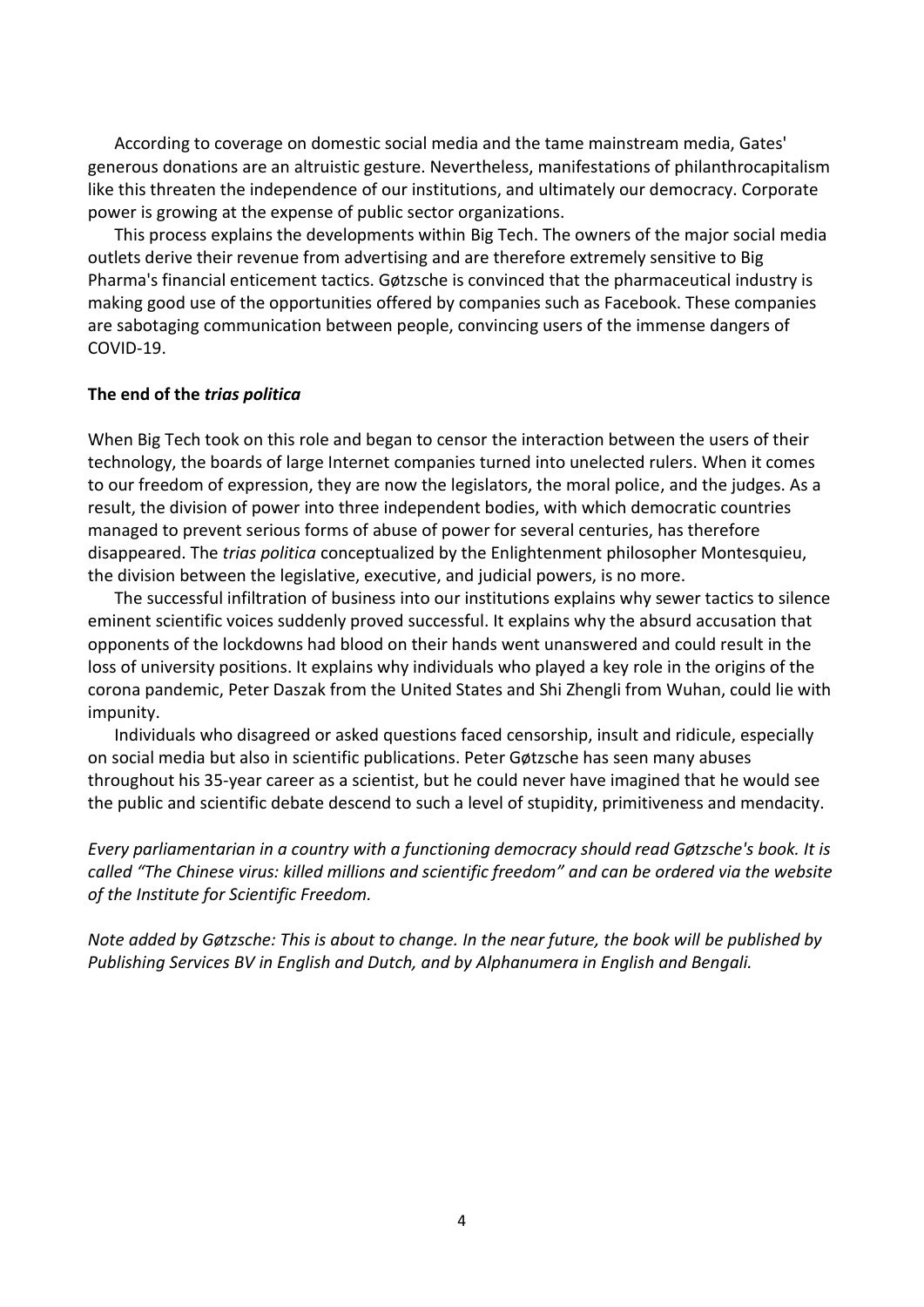According to coverage on domestic social media and the tame mainstream media, Gates' generous donations are an altruistic gesture. Nevertheless, manifestations of philanthrocapitalism like this threaten the independence of our institutions, and ultimately our democracy. Corporate power is growing at the expense of public sector organizations.

This process explains the developments within Big Tech. The owners of the major social media outlets derive their revenue from advertising and are therefore extremely sensitive to Big Pharma's financial enticement tactics. Gøtzsche is convinced that the pharmaceutical industry is making good use of the opportunities offered by companies such as Facebook. These companies are sabotaging communication between people, convincing users of the immense dangers of COVID-19.

**The end of the *trias politica***

When Big Tech took on this role and began to censor the interaction between the users of their technology, the boards of large Internet companies turned into unelected rulers. When it comes to our freedom of expression, they are now the legislators, the moral police, and the judges. As a result, the division of power into three independent bodies, with which democratic countries managed to prevent serious forms of abuse of power for several centuries, has therefore disappeared. The *trias politica* conceptualized by the Enlightenment philosopher Montesquieu, the division between the legislative, executive, and judicial powers, is no more.

The successful infiltration of business into our institutions explains why sewer tactics to silence eminent scientific voices suddenly proved successful. It explains why the absurd accusation that opponents of the lockdowns had blood on their hands went unanswered and could result in the loss of university positions. It explains why individuals who played a key role in the origins of the corona pandemic, Peter Daszak from the United States and Shi Zhengli from Wuhan, could lie with impunity.

Individuals who disagreed or asked questions faced censorship, insult and ridicule, especially on social media but also in scientific publications. Peter Gøtzsche has seen many abuses throughout his 35-year career as a scientist, but he could never have imagined that he would see the public and scientific debate descend to such a level of stupidity, primitiveness and mendacity.

*Every parliamentarian in a country with a functioning democracy should read Gøtzsche's book. It is called "The Chinese virus: killed millions and scientific freedom" and can be ordered via the website of the Institute for Scientific Freedom.*

*Note added by Gøtzsche: This is about to change. In the near future, the book will be published by Publishing Services BV in English and Dutch, and by Alphanumera in English and Bengali.*